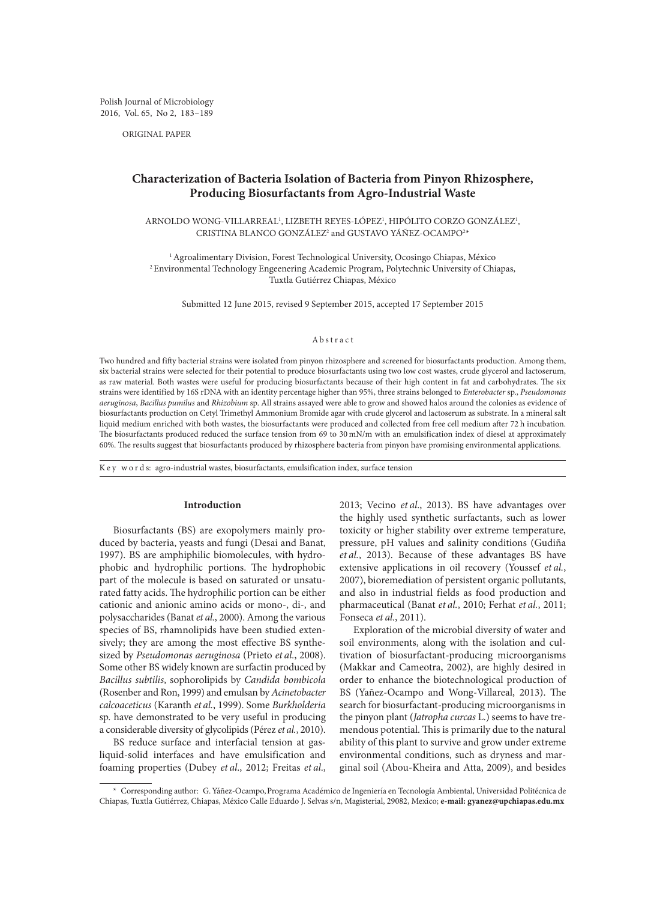ORIGINAL PAPER

# Characterization of Bacteria Isolation of Bacteria from Pinyon Rhizosphere, Producing Biosurfactants from Agro-Industrial Waste

ARNOLDO WONG-VILLARREAL[1], LIZBETH REYES-LÓPEZ[1], HIPÓLITO CORZO GONZÁLEZ[1], CRISTINA BLANCO GONZÁLEZ[2] and GUSTAVO YÁÑEZ-OCAMPO[2]*

[1] Agroalimentary Division, Forest Technological University, Ocosingo Chiapas, México
[2] Environmental Technology Engeenering Academic Program, Polytechnic University of Chiapas, Tuxtla Gutiérrez Chiapas, México

Submitted 12 June 2015, revised 9 September 2015, accepted 17 September 2015

## Abstract

Two hundred and fifty bacterial strains were isolated from pinyon rhizosphere and screened for biosurfactants production. Among them, six bacterial strains were selected for their potential to produce biosurfactants using two low cost wastes, crude glycerol and lactoserum, as raw material. Both wastes were useful for producing biosurfactants because of their high content in fat and carbohydrates. The six strains were identified by 16S rDNA with an identity percentage higher than 95%, three strains belonged to *Enterobacter* sp., *Pseudomonas aeruginosa*, *Bacillus pumilus* and *Rhizobium* sp. All strains assayed were able to grow and showed halos around the colonies as evidence of biosurfactants production on Cetyl Trimethyl Ammonium Bromide agar with crude glycerol and lactoserum as substrate. In a mineral salt liquid medium enriched with both wastes, the biosurfactants were produced and collected from free cell medium after 72 h incubation. The biosurfactants produced reduced the surface tension from 69 to 30 mN/m with an emulsification index of diesel at approximately 60%. The results suggest that biosurfactants produced by rhizosphere bacteria from pinyon have promising environmental applications.

**Key words:** agro-industrial wastes, biosurfactants, emulsification index, surface tension

## Introduction

Biosurfactants (BS) are exopolymers mainly produced by bacteria, yeasts and fungi (Desai and Banat, 1997). BS are amphiphilic biomolecules, with hydrophobic and hydrophilic portions. The hydrophobic part of the molecule is based on saturated or unsaturated fatty acids. The hydrophilic portion can be either cationic and anionic amino acids or mono-, di-, and polysaccharides (Banat *et al.*, 2000). Among the various species of BS, rhamnolipids have been studied extensively; they are among the most effective BS synthesized by *Pseudomonas aeruginosa* (Prieto *et al.*, 2008). Some other BS widely known are surfactin produced by *Bacillus subtilis*, sophorolipids by *Candida bombicola* (Rosenber and Ron, 1999) and emulsan by *Acinetobacter calcoaceticus* (Karanth *et al.*, 1999). Some *Burkholderia* sp. have demonstrated to be very useful in producing a considerable diversity of glycolipids (Pérez *et al.*, 2010).

BS reduce surface and interfacial tension at gas-liquid-solid interfaces and have emulsification and foaming properties (Dubey *et al.*, 2012; Freitas *et al.*, 2013; Vecino *et al.*, 2013). BS have advantages over the highly used synthetic surfactants, such as lower toxicity or higher stability over extreme temperature, pressure, pH values and salinity conditions (Gudiña *et al.*, 2013). Because of these advantages BS have extensive applications in oil recovery (Youssef *et al.*, 2007), bioremediation of persistent organic pollutants, and also in industrial fields as food production and pharmaceutical (Banat *et al.*, 2010; Ferhat *et al.*, 2011; Fonseca *et al.*, 2011).

Exploration of the microbial diversity of water and soil environments, along with the isolation and cultivation of biosurfactant-producing microorganisms (Makkar and Cameotra, 2002), are highly desired in order to enhance the biotechnological production of BS (Yañez-Ocampo and Wong-Villareal, 2013). The search for biosurfactant-producing microorganisms in the pinyon plant (*Jatropha curcas* L.) seems to have tremendous potential. This is primarily due to the natural ability of this plant to survive and grow under extreme environmental conditions, such as dryness and marginal soil (Abou-Kheira and Atta, 2009), and besides

\* Corresponding author: G. Yáñez-Ocampo, Programa Académico de Ingeniería en Tecnología Ambiental, Universidad Politécnica de Chiapas, Tuxtla Gutiérrez, Chiapas, México Calle Eduardo J. Selvas s/n, Magisterial, 29082, Mexico; **e-mail: gyanez@upchiapas.edu.mx**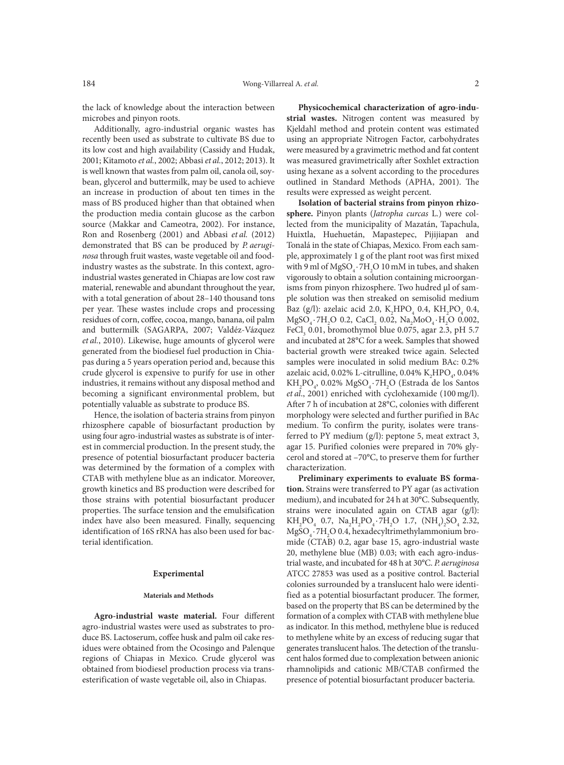the lack of knowledge about the interaction between microbes and pinyon roots.

Additionally, agro-industrial organic wastes has recently been used as substrate to cultivate BS due to its low cost and high availability (Cassidy and Hudak, 2001; Kitamoto *et al.*, 2002; Abbasi *et al.*, 2012; 2013). It is well known that wastes from palm oil, canola oil, soybean, glycerol and buttermilk, may be used to achieve an increase in production of about ten times in the mass of BS produced higher than that obtained when the production media contain glucose as the carbon source (Makkar and Cameotra, 2002). For instance, Ron and Rosenberg (2001) and Abbasi *et al.* (2012) demonstrated that BS can be produced by *P. aeruginosa* through fruit wastes, waste vegetable oil and food-industry wastes as the substrate. In this context, agro-industrial wastes generated in Chiapas are low cost raw material, renewable and abundant throughout the year, with a total generation of about 28–140 thousand tons per year. These wastes include crops and processing residues of corn, coffee, cocoa, mango, banana, oil palm and buttermilk (SAGARPA, 2007; Valdéz-Vázquez *et al.*, 2010). Likewise, huge amounts of glycerol were generated from the biodiesel fuel production in Chiapas during a 5 years operation period and, because this crude glycerol is expensive to purify for use in other industries, it remains without any disposal method and becoming a significant environmental problem, but potentially valuable as substrate to produce BS.

Hence, the isolation of bacteria strains from pinyon rhizosphere capable of biosurfactant production by using four agro-industrial wastes as substrate is of interest in commercial production. In the present study, the presence of potential biosurfactant producer bacteria was determined by the formation of a complex with CTAB with methylene blue as an indicator. Moreover, growth kinetics and BS production were described for those strains with potential biosurfactant producer properties. The surface tension and the emulsification index have also been measured. Finally, sequencing identification of 16S rRNA has also been used for bacterial identification.

## Experimental

### Materials and Methods

**Agro-industrial waste material.** Four different agro-industrial wastes were used as substrates to produce BS. Lactoserum, coffee husk and palm oil cake residues were obtained from the Ocosingo and Palenque regions of Chiapas in Mexico. Crude glycerol was obtained from biodiesel production process via trans-esterification of waste vegetable oil, also in Chiapas.

**Physicochemical characterization of agro-industrial wastes.** Nitrogen content was measured by Kjeldahl method and protein content was estimated using an appropriate Nitrogen Factor, carbohydrates were measured by a gravimetric method and fat content was measured gravimetrically after Soxhlet extraction using hexane as a solvent according to the procedures outlined in Standard Methods (APHA, 2001). The results were expressed as weight percent.

**Isolation of bacterial strains from pinyon rhizosphere.** Pinyon plants (*Jatropha curcas* L.) were collected from the municipality of Mazatán, Tapachula, Huixtla, Huehuetán, Mapastepec, Pijijiapan and Tonalá in the state of Chiapas, Mexico. From each sample, approximately 1 g of the plant root was first mixed with 9 ml of $MgSO_4 \cdot 7H_2O$ 10 mM in tubes, and shaken vigorously to obtain a solution containing microorganisms from pinyon rhizosphere. Two hudred µl of sample solution was then streaked on semisolid medium Baz (g/l): azelaic acid 2.0, $K_2HPO_4$ 0.4, $KH_2PO_4$ 0.4, $MgSO_4 \cdot 7H_2O$ 0.2, $CaCl_2$ 0.02, $Na_2MoO_4 \cdot H_2O$ 0.002, $FeCl_3$ 0.01, bromothymol blue 0.075, agar 2.3, pH 5.7 and incubated at 28°C for a week. Samples that showed bacterial growth were streaked twice again. Selected samples were inoculated in solid medium BAc: 0.2% azelaic acid, 0.02% L-citrulline, 0.04% $K_2HPO_4$, 0.04% $KH_2PO_4$, 0.02% $MgSO_4 \cdot 7H_2O$ (Estrada de los Santos *et al.*, 2001) enriched with cyclohexamide (100 mg/l). After 7 h of incubation at 28°C, colonies with different morphology were selected and further purified in BAc medium. To confirm the purity, isolates were transferred to PY medium (g/l): peptone 5, meat extract 3, agar 15. Purified colonies were prepared in 70% glycerol and stored at –70°C, to preserve them for further characterization.

**Preliminary experiments to evaluate BS formation.** Strains were transferred to PY agar (as activation medium), and incubated for 24 h at 30°C. Subsequently, strains were inoculated again on CTAB agar (g/l): $KH_2PO_4$ 0.7, $Na_2H_2PO_4 \cdot 7H_2O$ 1.7, $(NH_4)_2SO_4$ 2.32, $MgSO_4 \cdot 7H_2O$ 0.4, hexadecyltrimethylammonium bromide (CTAB) 0.2, agar base 15, agro-industrial waste 20, methylene blue (MB) 0.03; with each agro-industrial waste, and incubated for 48 h at 30°C. *P. aeruginosa* ATCC 27853 was used as a positive control. Bacterial colonies surrounded by a translucent halo were identified as a potential biosurfactant producer. The former, based on the property that BS can be determined by the formation of a complex with CTAB with methylene blue as indicator. In this method, methylene blue is reduced to methylene white by an excess of reducing sugar that generates translucent halos. The detection of the translucent halos formed due to complexation between anionic rhamnolipids and cationic MB/CTAB confirmed the presence of potential biosurfactant producer bacteria.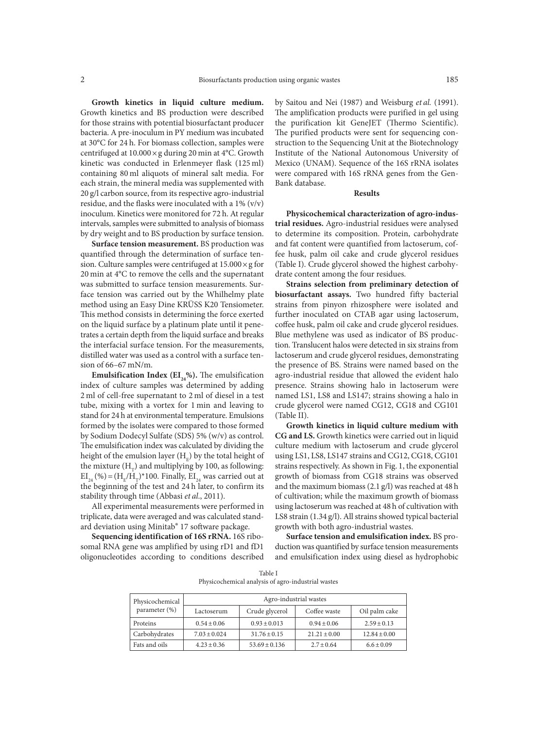**Growth kinetics in liquid culture medium.** Growth kinetics and BS production were described for those strains with potential biosurfactant producer bacteria. A pre-inoculum in PY medium was incubated at 30°C for 24 h. For biomass collection, samples were centrifuged at 10.000 × g during 20 min at 4°C. Growth kinetic was conducted in Erlenmeyer flask (125 ml) containing 80 ml aliquots of mineral salt media. For each strain, the mineral media was supplemented with 20 g/l carbon source, from its respective agro-industrial residue, and the flasks were inoculated with a 1% (v/v) inoculum. Kinetics were monitored for 72 h. At regular intervals, samples were submitted to analysis of biomass by dry weight and to BS production by surface tension.

**Surface tension measurement.** BS production was quantified through the determination of surface tension. Culture samples were centrifuged at 15.000 × g for 20 min at 4°C to remove the cells and the supernatant was submitted to surface tension measurements. Surface tension was carried out by the Whilhelmy plate method using an Easy Dine KRÜSS K20 Tensiometer. This method consists in determining the force exerted on the liquid surface by a platinum plate until it penetrates a certain depth from the liquid surface and breaks the interfacial surface tension. For the measurements, distilled water was used as a control with a surface tension of 66–67 mN/m.

**Emulsification Index ($EI_{24}$%).** The emulsification index of culture samples was determined by adding 2 ml of cell-free supernatant to 2 ml of diesel in a test tube, mixing with a vortex for 1 min and leaving to stand for 24 h at environmental temperature. Emulsions formed by the isolates were compared to those formed by Sodium Dodecyl Sulfate (SDS) 5% (w/v) as control. The emulsification index was calculated by dividing the height of the emulsion layer ($H_E$) by the total height of the mixture ($H_T$) and multiplying by 100, as following: $EI_{24}(\%) = (H_E/H_T)*100$. Finally, $EI_{24}$ was carried out at the beginning of the test and 24 h later, to confirm its stability through time (Abbasi *et al.*, 2011).

All experimental measurements were performed in triplicate, data were averaged and was calculated standard deviation using Minitab® 17 software package.

**Sequencing identification of 16S rRNA.** 16S ribosomal RNA gene was amplified by using rD1 and fD1 oligonucleotides according to conditions described by Saitou and Nei (1987) and Weisburg *et al.* (1991). The amplification products were purified in gel using the purification kit GeneJET (Thermo Scientific). The purified products were sent for sequencing construction to the Sequencing Unit at the Biotechnology Institute of the National Autonomous University of Mexico (UNAM). Sequence of the 16S rRNA isolates were compared with 16S rRNA genes from the GenBank database.

## Results

**Physicochemical characterization of agro-industrial residues.** Agro-industrial residues were analysed to determine its composition. Protein, carbohydrate and fat content were quantified from lactoserum, coffee husk, palm oil cake and crude glycerol residues (Table I). Crude glycerol showed the highest carbohydrate content among the four residues.

**Strains selection from preliminary detection of biosurfactant assays.** Two hundred fifty bacterial strains from pinyon rhizosphere were isolated and further inoculated on CTAB agar using lactoserum, coffee husk, palm oil cake and crude glycerol residues. Blue methylene was used as indicator of BS production. Translucent halos were detected in six strains from lactoserum and crude glycerol residues, demonstrating the presence of BS. Strains were named based on the agro-industrial residue that allowed the evident halo presence. Strains showing halo in lactoserum were named LS1, LS8 and LS147; strains showing a halo in crude glycerol were named CG12, CG18 and CG101 (Table II).

**Growth kinetics in liquid culture medium with CG and LS.** Growth kinetics were carried out in liquid culture medium with lactoserum and crude glycerol using LS1, LS8, LS147 strains and CG12, CG18, CG101 strains respectively. As shown in Fig. 1, the exponential growth of biomass from CG18 strains was observed and the maximum biomass (2.1 g/l) was reached at 48 h of cultivation; while the maximum growth of biomass using lactoserum was reached at 48 h of cultivation with LS8 strain (1.34 g/l). All strains showed typical bacterial growth with both agro-industrial wastes.

**Surface tension and emulsification index.** BS production was quantified by surface tension measurements and emulsification index using diesel as hydrophobic

Table I
Physicochemical analysis of agro-industrial wastes

| Physicochemical parameter (%) | Agro-industrial wastes | | | |
|---|---|---|---|---|
| | Lactoserum | Crude glycerol | Coffee waste | Oil palm cake |
| Proteins | 0.54 ± 0.06 | 0.93 ± 0.013 | 0.94 ± 0.06 | 2.59 ± 0.13 |
| Carbohydrates | 7.03 ± 0.024 | 31.76 ± 0.15 | 21.21 ± 0.00 | 12.84 ± 0.00 |
| Fats and oils | 4.23 ± 0.36 | 53.69 ± 0.136 | 2.7 ± 0.64 | 6.6 ± 0.09 |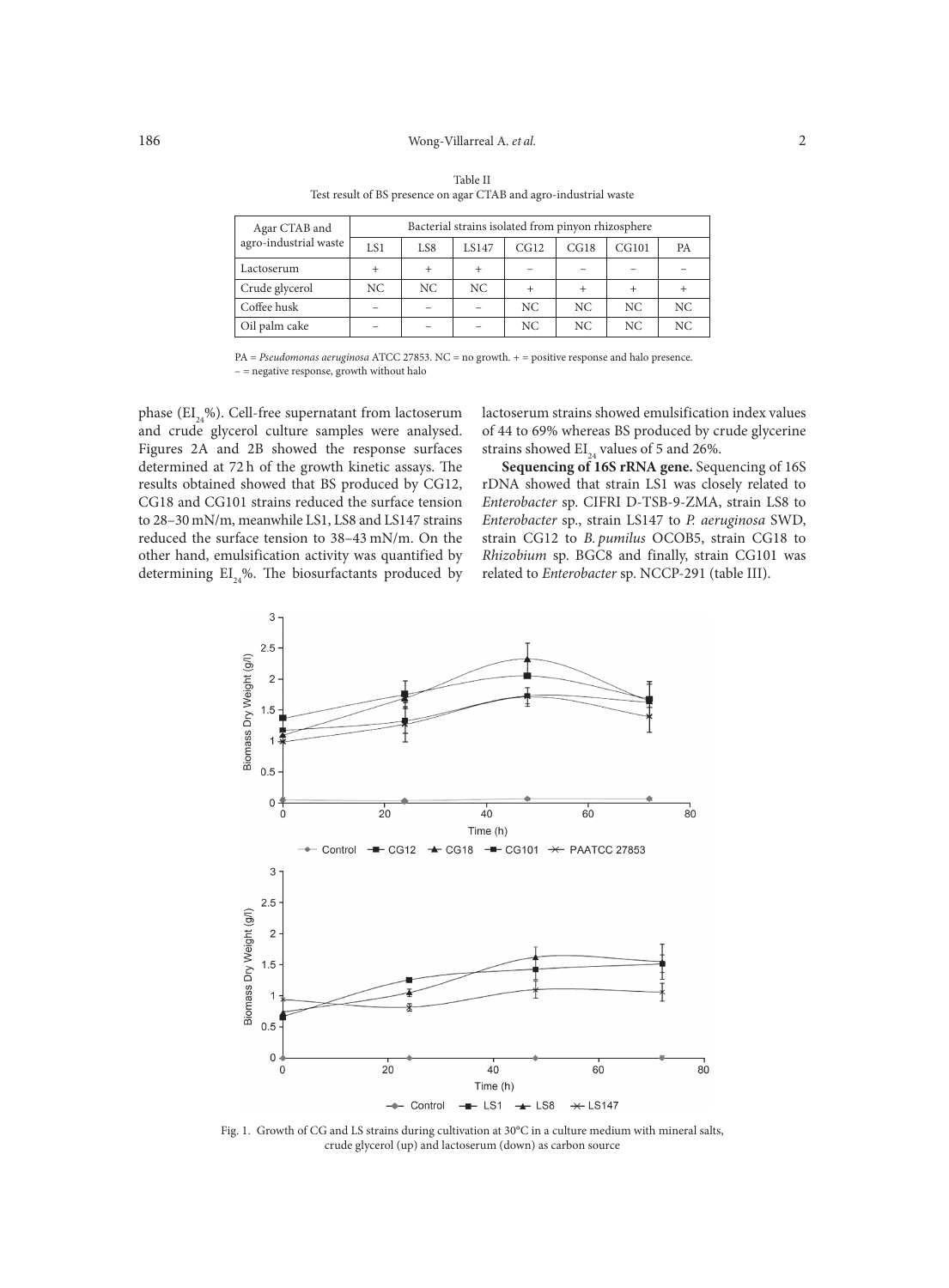Table II
Test result of BS presence on agar CTAB and agro-industrial waste

| Agar CTAB and agro-industrial waste | Bacterial strains isolated from pinyon rhizosphere | | | | | | |
|---|---|---|---|---|---|---|---|
| | LS1 | LS8 | LS147 | CG12 | CG18 | CG101 | PA |
| Lactoserum | + | + | + | – | – | – | – |
| Crude glycerol | NC | NC | NC | + | + | + | + |
| Coffee husk | – | – | – | NC | NC | NC | NC |
| Oil palm cake | – | – | – | NC | NC | NC | NC |

PA = *Pseudomonas aeruginosa* ATCC 27853. NC = no growth. + = positive response and halo presence. – = negative response, growth without halo

phase ($EI_{24}$%). Cell-free supernatant from lactoserum and crude glycerol culture samples were analysed. Figures 2A and 2B showed the response surfaces determined at 72 h of the growth kinetic assays. The results obtained showed that BS produced by CG12, CG18 and CG101 strains reduced the surface tension to 28–30 mN/m, meanwhile LS1, LS8 and LS147 strains reduced the surface tension to 38–43 mN/m. On the other hand, emulsification activity was quantified by determining $EI_{24}$%. The biosurfactants produced by lactoserum strains showed emulsification index values of 44 to 69% whereas BS produced by crude glycerine strains showed $EI_{24}$ values of 5 and 26%.

**Sequencing of 16S rRNA gene.** Sequencing of 16S rDNA showed that strain LS1 was closely related to *Enterobacter* sp. CIFRI D-TSB-9-ZMA, strain LS8 to *Enterobacter* sp., strain LS147 to *P. aeruginosa* SWD, strain CG12 to *B. pumilus* OCOB5, strain CG18 to *Rhizobium* sp. BGC8 and finally, strain CG101 was related to *Enterobacter* sp. NCCP-291 (table III).

Fig. 1. Growth of CG and LS strains during cultivation at 30°C in a culture medium with mineral salts, crude glycerol (up) and lactoserum (down) as carbon source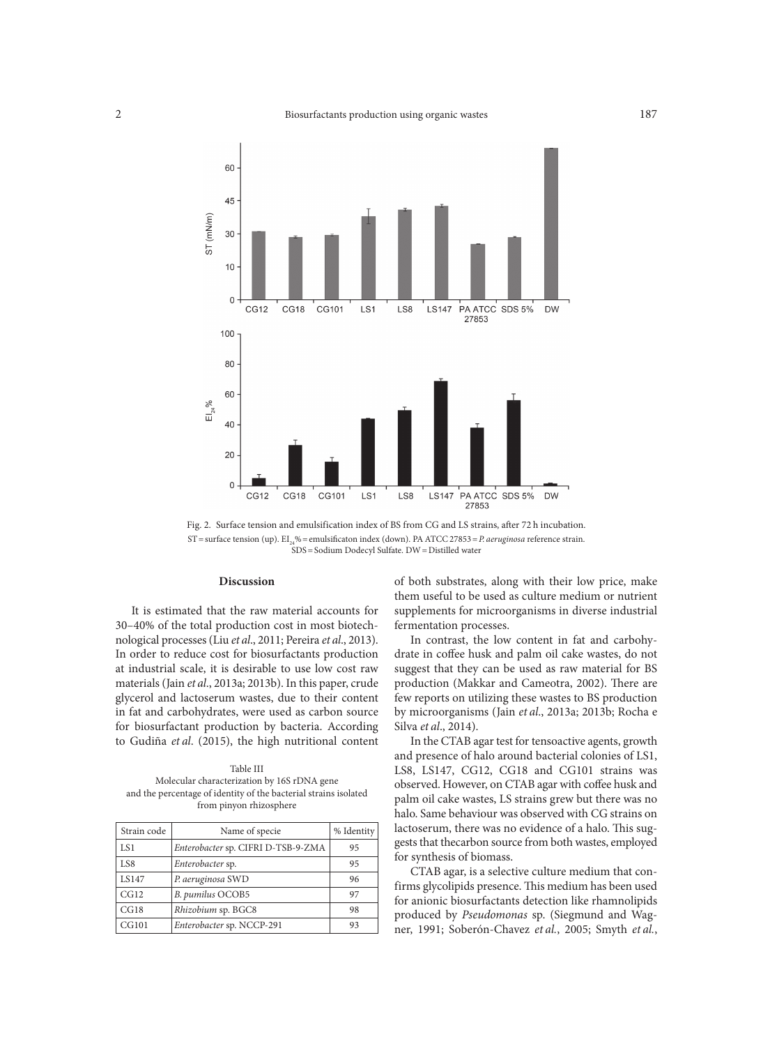Fig. 2. Surface tension and emulsification index of BS from CG and LS strains, after 72 h incubation. ST = surface tension (up). $EI_{24}$% = emulsificaton index (down). PA ATCC 27853 = *P. aeruginosa* reference strain. SDS = Sodium Dodecyl Sulfate. DW = Distilled water

## Discussion

It is estimated that the raw material accounts for 30–40% of the total production cost in most biotechnological processes (Liu *et al*., 2011; Pereira *et al*., 2013). In order to reduce cost for biosurfactants production at industrial scale, it is desirable to use low cost raw materials (Jain *et al*., 2013a; 2013b). In this paper, crude glycerol and lactoserum wastes, due to their content in fat and carbohydrates, were used as carbon source for biosurfactant production by bacteria. According to Gudiña *et al*. (2015), the high nutritional content of both substrates, along with their low price, make them useful to be used as culture medium or nutrient supplements for microorganisms in diverse industrial fermentation processes.

In contrast, the low content in fat and carbohydrate in coffee husk and palm oil cake wastes, do not suggest that they can be used as raw material for BS production (Makkar and Cameotra, 2002). There are few reports on utilizing these wastes to BS production by microorganisms (Jain *et al*., 2013a; 2013b; Rocha e Silva *et al*., 2014).

In the CTAB agar test for tensoactive agents, growth and presence of halo around bacterial colonies of LS1, LS8, LS147, CG12, CG18 and CG101 strains was observed. However, on CTAB agar with coffee husk and palm oil cake wastes, LS strains grew but there was no halo. Same behaviour was observed with CG strains on lactoserum, there was no evidence of a halo. This suggests that thecarbon source from both wastes, employed for synthesis of biomass.

CTAB agar, is a selective culture medium that confirms glycolipids presence. This medium has been used for anionic biosurfactants detection like rhamnolipids produced by *Pseudomonas* sp. (Siegmund and Wagner, 1991; Soberón-Chavez *et al.*, 2005; Smyth *et al.*,

Table III
Molecular characterization by 16S rDNA gene and the percentage of identity of the bacterial strains isolated from pinyon rhizosphere

| Strain code | Name of specie | % Identity |
|---|---|---|
| LS1 | *Enterobacter* sp. CIFRI D-TSB-9-ZMA | 95 |
| LS8 | *Enterobacter* sp. | 95 |
| LS147 | *P. aeruginosa* SWD | 96 |
| CG12 | *B. pumilus* OCOB5 | 97 |
| CG18 | *Rhizobium* sp. BGC8 | 98 |
| CG101 | *Enterobacter* sp. NCCP-291 | 93 |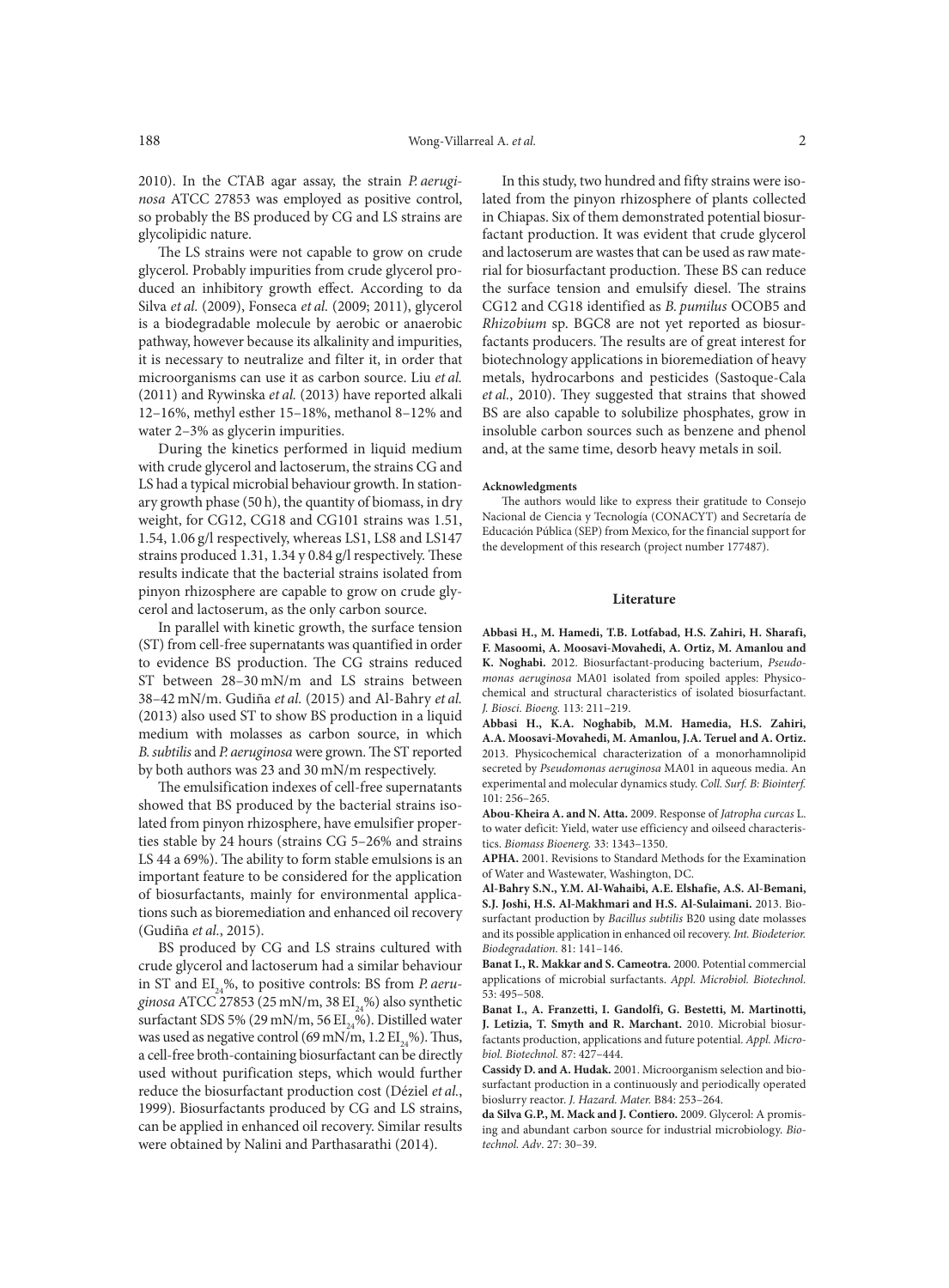2010). In the CTAB agar assay, the strain *P. aeruginosa* ATCC 27853 was employed as positive control, so probably the BS produced by CG and LS strains are glycolipidic nature.

The LS strains were not capable to grow on crude glycerol. Probably impurities from crude glycerol produced an inhibitory growth effect. According to da Silva *et al.* (2009), Fonseca *et al.* (2009; 2011), glycerol is a biodegradable molecule by aerobic or anaerobic pathway, however because its alkalinity and impurities, it is necessary to neutralize and filter it, in order that microorganisms can use it as carbon source. Liu *et al.* (2011) and Rywinska *et al.* (2013) have reported alkali 12–16%, methyl esther 15–18%, methanol 8–12% and water 2–3% as glycerin impurities.

During the kinetics performed in liquid medium with crude glycerol and lactoserum, the strains CG and LS had a typical microbial behaviour growth. In stationary growth phase (50 h), the quantity of biomass, in dry weight, for CG12, CG18 and CG101 strains was 1.51, 1.54, 1.06 g/l respectively, whereas LS1, LS8 and LS147 strains produced 1.31, 1.34 y 0.84 g/l respectively. These results indicate that the bacterial strains isolated from pinyon rhizosphere are capable to grow on crude glycerol and lactoserum, as the only carbon source.

In parallel with kinetic growth, the surface tension (ST) from cell-free supernatants was quantified in order to evidence BS production. The CG strains reduced ST between 28–30 mN/m and LS strains between 38–42 mN/m. Gudiña *et al.* (2015) and Al-Bahry *et al.* (2013) also used ST to show BS production in a liquid medium with molasses as carbon source, in which *B. subtilis* and *P. aeruginosa* were grown. The ST reported by both authors was 23 and 30 mN/m respectively.

The emulsification indexes of cell-free supernatants showed that BS produced by the bacterial strains isolated from pinyon rhizosphere, have emulsifier properties stable by 24 hours (strains CG 5–26% and strains LS 44 a 69%). The ability to form stable emulsions is an important feature to be considered for the application of biosurfactants, mainly for environmental applications such as bioremediation and enhanced oil recovery (Gudiña *et al.*, 2015).

BS produced by CG and LS strains cultured with crude glycerol and lactoserum had a similar behaviour in ST and $EI_{24}$%, to positive controls: BS from *P. aeruginosa* ATCC 27853 (25 mN/m, 38 $EI_{24}$%) also synthetic surfactant SDS 5% (29 mN/m, 56 $EI_{24}$%). Distilled water was used as negative control (69 mN/m, 1.2 $EI_{24}$%). Thus, a cell-free broth-containing biosurfactant can be directly used without purification steps, which would further reduce the biosurfactant production cost (Déziel *et al.*, 1999). Biosurfactants produced by CG and LS strains, can be applied in enhanced oil recovery. Similar results were obtained by Nalini and Parthasarathi (2014).

In this study, two hundred and fifty strains were isolated from the pinyon rhizosphere of plants collected in Chiapas. Six of them demonstrated potential biosurfactant production. It was evident that crude glycerol and lactoserum are wastes that can be used as raw material for biosurfactant production. These BS can reduce the surface tension and emulsify diesel. The strains CG12 and CG18 identified as *B. pumilus* OCOB5 and *Rhizobium* sp. BGC8 are not yet reported as biosurfactants producers. The results are of great interest for biotechnology applications in bioremediation of heavy metals, hydrocarbons and pesticides (Sastoque-Cala *et al.*, 2010). They suggested that strains that showed BS are also capable to solubilize phosphates, grow in insoluble carbon sources such as benzene and phenol and, at the same time, desorb heavy metals in soil.

#### Acknowledgments

The authors would like to express their gratitude to Consejo Nacional de Ciencia y Tecnología (CONACYT) and Secretaría de Educación Pública (SEP) from Mexico, for the financial support for the development of this research (project number 177487).

## Literature

**Abbasi H., M. Hamedi, T.B. Lotfabad, H.S. Zahiri, H. Sharafi, F. Masoomi, A. Moosavi-Movahedi, A. Ortiz, M. Amanlou and K. Noghabi.** 2012. Biosurfactant-producing bacterium, *Pseudomonas aeruginosa* MA01 isolated from spoiled apples: Physicochemical and structural characteristics of isolated biosurfactant. *J. Biosci. Bioeng.* 113: 211–219.

**Abbasi H., K.A. Noghabib, M.M. Hamedia, H.S. Zahiri, A.A. Moosavi-Movahedi, M. Amanlou, J.A. Teruel and A. Ortiz.** 2013. Physicochemical characterization of a monorhamnolipid secreted by *Pseudomonas aeruginosa* MA01 in aqueous media. An experimental and molecular dynamics study. *Coll. Surf. B: Biointerf.* 101: 256–265.

**Abou-Kheira A. and N. Atta.** 2009. Response of *Jatropha curcas* L. to water deficit: Yield, water use efficiency and oilseed characteristics. *Biomass Bioenerg.* 33: 1343–1350.

**APHA.** 2001. Revisions to Standard Methods for the Examination of Water and Wastewater, Washington, DC.

**Al-Bahry S.N., Y.M. Al-Wahaibi, A.E. Elshafie, A.S. Al-Bemani, S.J. Joshi, H.S. Al-Makhmari and H.S. Al-Sulaimani.** 2013. Biosurfactant production by *Bacillus subtilis* B20 using date molasses and its possible application in enhanced oil recovery. *Int. Biodeterior. Biodegradation.* 81: 141–146.

**Banat I., R. Makkar and S. Cameotra.** 2000. Potential commercial applications of microbial surfactants. *Appl. Microbiol. Biotechnol.* 53: 495–508.

**Banat I., A. Franzetti, I. Gandolfi, G. Bestetti, M. Martinotti, J. Letizia, T. Smyth and R. Marchant.** 2010. Microbial biosurfactants production, applications and future potential. *Appl. Microbiol. Biotechnol.* 87: 427–444.

**Cassidy D. and A. Hudak.** 2001. Microorganism selection and biosurfactant production in a continuously and periodically operated bioslurry reactor. *J. Hazard. Mater.* B84: 253–264.

**da Silva G.P., M. Mack and J. Contiero.** 2009. Glycerol: A promising and abundant carbon source for industrial microbiology. *Biotechnol. Adv*. 27: 30–39.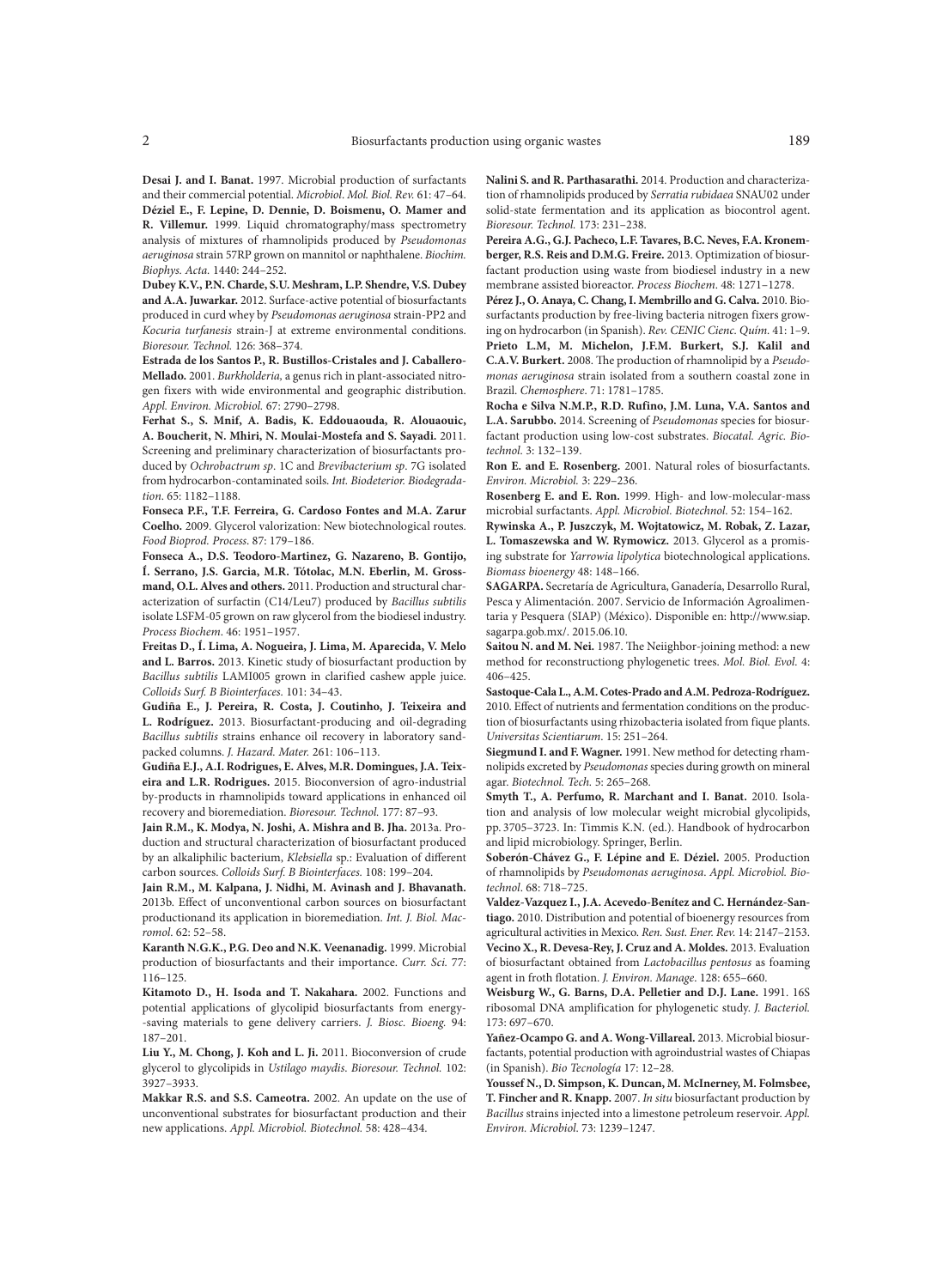**Desai J. and I. Banat.** 1997. Microbial production of surfactants and their commercial potential. *Microbiol. Mol. Biol. Rev.* 61: 47–64.

**Déziel E., F. Lepine, D. Dennie, D. Boismenu, O. Mamer and R. Villemur.** 1999. Liquid chromatography/mass spectrometry analysis of mixtures of rhamnolipids produced by *Pseudomonas aeruginosa* strain 57RP grown on mannitol or naphthalene. *Biochim. Biophys. Acta.* 1440: 244–252.

**Dubey K.V., P.N. Charde, S.U. Meshram, L.P. Shendre, V.S. Dubey and A.A. Juwarkar.** 2012. Surface-active potential of biosurfactants produced in curd whey by *Pseudomonas aeruginosa* strain-PP2 and *Kocuria turfanesis* strain-J at extreme environmental conditions. *Bioresour. Technol.* 126: 368–374.

**Estrada de los Santos P., R. Bustillos-Cristales and J. Caballero-Mellado.** 2001. *Burkholderia,* a genus rich in plant-associated nitrogen fixers with wide environmental and geographic distribution. *Appl. Environ. Microbiol.* 67: 2790–2798.

**Ferhat S., S. Mnif, A. Badis, K. Eddouaouda, R. Alouaouic, A. Boucherit, N. Mhiri, N. Moulai-Mostefa and S. Sayadi.** 2011. Screening and preliminary characterization of biosurfactants produced by *Ochrobactrum sp*. 1C and *Brevibacterium sp*. 7G isolated from hydrocarbon-contaminated soils. *Int. Biodeterior. Biodegradation*. 65: 1182–1188.

**Fonseca P.F., T.F. Ferreira, G. Cardoso Fontes and M.A. Zarur Coelho.** 2009. Glycerol valorization: New biotechnological routes. *Food Bioprod. Process*. 87: 179–186.

**Fonseca A., D.S. Teodoro-Martinez, G. Nazareno, B. Gontijo, Í. Serrano, J.S. Garcia, M.R. Tótolac, M.N. Eberlin, M. Grossmand, O.L. Alves and others.** 2011. Production and structural characterization of surfactin (C14/Leu7) produced by *Bacillus subtilis* isolate LSFM-05 grown on raw glycerol from the biodiesel industry. *Process Biochem*. 46: 1951–1957.

**Freitas D., Í. Lima, A. Nogueira, J. Lima, M. Aparecida, V. Melo and L. Barros.** 2013. Kinetic study of biosurfactant production by *Bacillus subtilis* LAMI005 grown in clarified cashew apple juice. *Colloids Surf. B Biointerfaces.* 101: 34–43.

**Gudiña E., J. Pereira, R. Costa, J. Coutinho, J. Teixeira and L. Rodríguez.** 2013. Biosurfactant-producing and oil-degrading *Bacillus subtilis* strains enhance oil recovery in laboratory sand-packed columns. *J. Hazard. Mater.* 261: 106–113.

**Gudiña E.J., A.I. Rodrigues, E. Alves, M.R. Domingues, J.A. Teixeira and L.R. Rodrigues.** 2015. Bioconversion of agro-industrial by-products in rhamnolipids toward applications in enhanced oil recovery and bioremediation. *Bioresour. Technol.* 177: 87–93.

**Jain R.M., K. Modya, N. Joshi, A. Mishra and B. Jha.** 2013a. Production and structural characterization of biosurfactant produced by an alkaliphilic bacterium, *Klebsiella* sp.: Evaluation of different carbon sources. *Colloids Surf. B Biointerfaces.* 108: 199–204.

**Jain R.M., M. Kalpana, J. Nidhi, M. Avinash and J. Bhavanath.** 2013b. Effect of unconventional carbon sources on biosurfactant productionand its application in bioremediation. *Int. J. Biol. Macromol*. 62: 52–58.

**Karanth N.G.K., P.G. Deo and N.K. Veenanadig.** 1999. Microbial production of biosurfactants and their importance. *Curr. Sci.* 77: 116–125.

**Kitamoto D., H. Isoda and T. Nakahara.** 2002. Functions and potential applications of glycolipid biosurfactants from energy--saving materials to gene delivery carriers. *J. Biosc. Bioeng.* 94: 187–201.

**Liu Y., M. Chong, J. Koh and L. Ji.** 2011. Bioconversion of crude glycerol to glycolipids in *Ustilago maydis*. *Bioresour. Technol.* 102: 3927–3933.

**Makkar R.S. and S.S. Cameotra.** 2002. An update on the use of unconventional substrates for biosurfactant production and their new applications. *Appl. Microbiol. Biotechnol.* 58: 428–434.

**Nalini S. and R. Parthasarathi.** 2014. Production and characterization of rhamnolipids produced by *Serratia rubidaea* SNAU02 under solid-state fermentation and its application as biocontrol agent. *Bioresour. Technol.* 173: 231–238.

**Pereira A.G., G.J. Pacheco, L.F. Tavares, B.C. Neves, F.A. Kronemberger, R.S. Reis and D.M.G. Freire.** 2013. Optimization of biosurfactant production using waste from biodiesel industry in a new membrane assisted bioreactor. *Process Biochem*. 48: 1271–1278.

**Pérez J., O. Anaya, C. Chang, I. Membrillo and G. Calva.** 2010. Biosurfactants production by free-living bacteria nitrogen fixers growing on hydrocarbon (in Spanish). *Rev. CENIC Cienc. Quím.* 41: 1–9.

**Prieto L.M, M. Michelon, J.F.M. Burkert, S.J. Kalil and C.A.V. Burkert.** 2008. The production of rhamnolipid by a *Pseudomonas aeruginosa* strain isolated from a southern coastal zone in Brazil. *Chemosphere*. 71: 1781–1785.

**Rocha e Silva N.M.P., R.D. Rufino, J.M. Luna, V.A. Santos and L.A. Sarubbo.** 2014. Screening of *Pseudomonas* species for biosurfactant production using low-cost substrates. *Biocatal. Agric. Biotechnol.* 3: 132–139.

**Ron E. and E. Rosenberg.** 2001. Natural roles of biosurfactants. *Environ. Microbiol.* 3: 229–236.

**Rosenberg E. and E. Ron.** 1999. High- and low-molecular-mass microbial surfactants. *Appl. Microbiol. Biotechnol.* 52: 154–162.

**Rywinska A., P. Juszczyk, M. Wojtatowicz, M. Robak, Z. Lazar, L. Tomaszewska and W. Rymowicz.** 2013. Glycerol as a promising substrate for *Yarrowia lipolytica* biotechnological applications. *Biomass bioenergy* 48: 148–166.

**SAGARPA.** Secretaría de Agricultura, Ganadería, Desarrollo Rural, Pesca y Alimentación. 2007. Servicio de Información Agroalimentaria y Pesquera (SIAP) (México). Disponible en: http://www.siap.sagarpa.gob.mx/. 2015.06.10.

**Saitou N. and M. Nei.** 1987. The Neiighbor-joining method: a new method for reconstructiong phylogenetic trees. *Mol. Biol. Evol.* 4: 406–425.

**Sastoque-Cala L., A.M. Cotes-Prado and A.M. Pedroza-Rodríguez.** 2010. Effect of nutrients and fermentation conditions on the production of biosurfactants using rhizobacteria isolated from fique plants. *Universitas Scientiarum*. 15: 251–264.

**Siegmund I. and F. Wagner.** 1991. New method for detecting rhamnolipids excreted by *Pseudomonas* species during growth on mineral agar. *Biotechnol. Tech.* 5: 265–268.

**Smyth T., A. Perfumo, R. Marchant and I. Banat.** 2010. Isolation and analysis of low molecular weight microbial glycolipids, pp. 3705–3723. In: Timmis K.N. (ed.). Handbook of hydrocarbon and lipid microbiology. Springer, Berlin.

**Soberón-Chávez G., F. Lépine and E. Déziel.** 2005. Production of rhamnolipids by *Pseudomonas aeruginosa*. *Appl. Microbiol. Biotechnol*. 68: 718–725.

**Valdez-Vazquez I., J.A. Acevedo-Benítez and C. Hernández-Santiago.** 2010. Distribution and potential of bioenergy resources from agricultural activities in Mexico. *Ren. Sust. Ener. Rev.* 14: 2147–2153.

**Vecino X., R. Devesa-Rey, J. Cruz and A. Moldes.** 2013. Evaluation of biosurfactant obtained from *Lactobacillus pentosus* as foaming agent in froth flotation. *J. Environ. Manage*. 128: 655–660.

**Weisburg W., G. Barns, D.A. Pelletier and D.J. Lane.** 1991. 16S ribosomal DNA amplification for phylogenetic study. *J. Bacteriol.* 173: 697–670.

**Yañez-Ocampo G. and A. Wong-Villareal.** 2013. Microbial biosurfactants, potential production with agroindustrial wastes of Chiapas (in Spanish). *Bio Tecnología* 17: 12–28.

**Youssef N., D. Simpson, K. Duncan, M. McInerney, M. Folmsbee, T. Fincher and R. Knapp.** 2007. *In situ* biosurfactant production by *Bacillus* strains injected into a limestone petroleum reservoir. *Appl. Environ. Microbiol*. 73: 1239–1247.